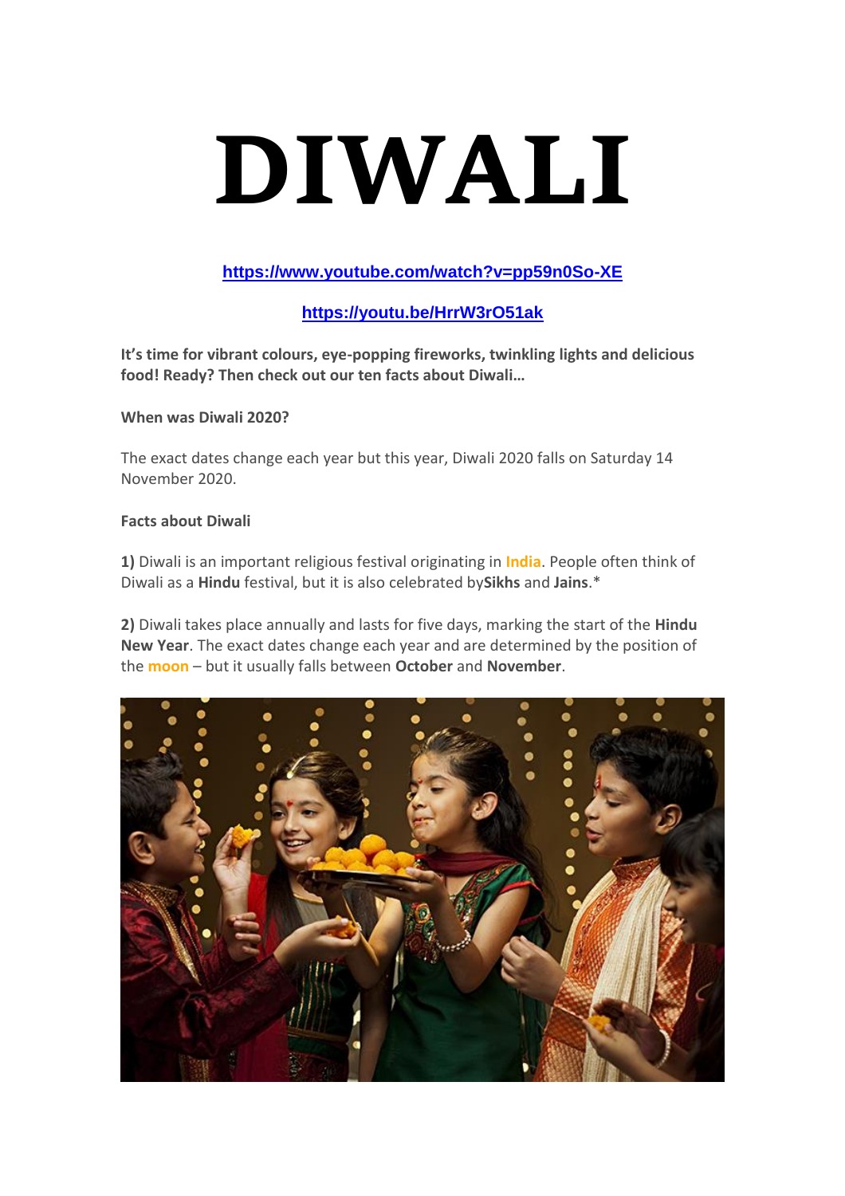# DIWALI

[https://www.youtube.com/watch?v=pp59n0So-XE](https://www.youtube.com/watch?v=pp59n0So-XE)

[https://youtu.be/HrrW3rO51ak](https://youtu.be/HrrW3rO51ak)

**It's time for vibrant colours, eye-popping fireworks, twinkling lights and delicious food! Ready? Then check out our ten facts about Diwali…**

**When was Diwali 2020?**

The exact dates change each year but this year, Diwali 2020 falls on Saturday 14 November 2020.

**Facts about Diwali**

**1)** Diwali is an important religious festival originating in **India**. People often think of Diwali as a **Hindu** festival, but it is also celebrated by**Sikhs** and **Jains**.*

**2)** Diwali takes place annually and lasts for five days, marking the start of the **Hindu New Year**. The exact dates change each year and are determined by the position of the **moon** – but it usually falls between **October** and **November**.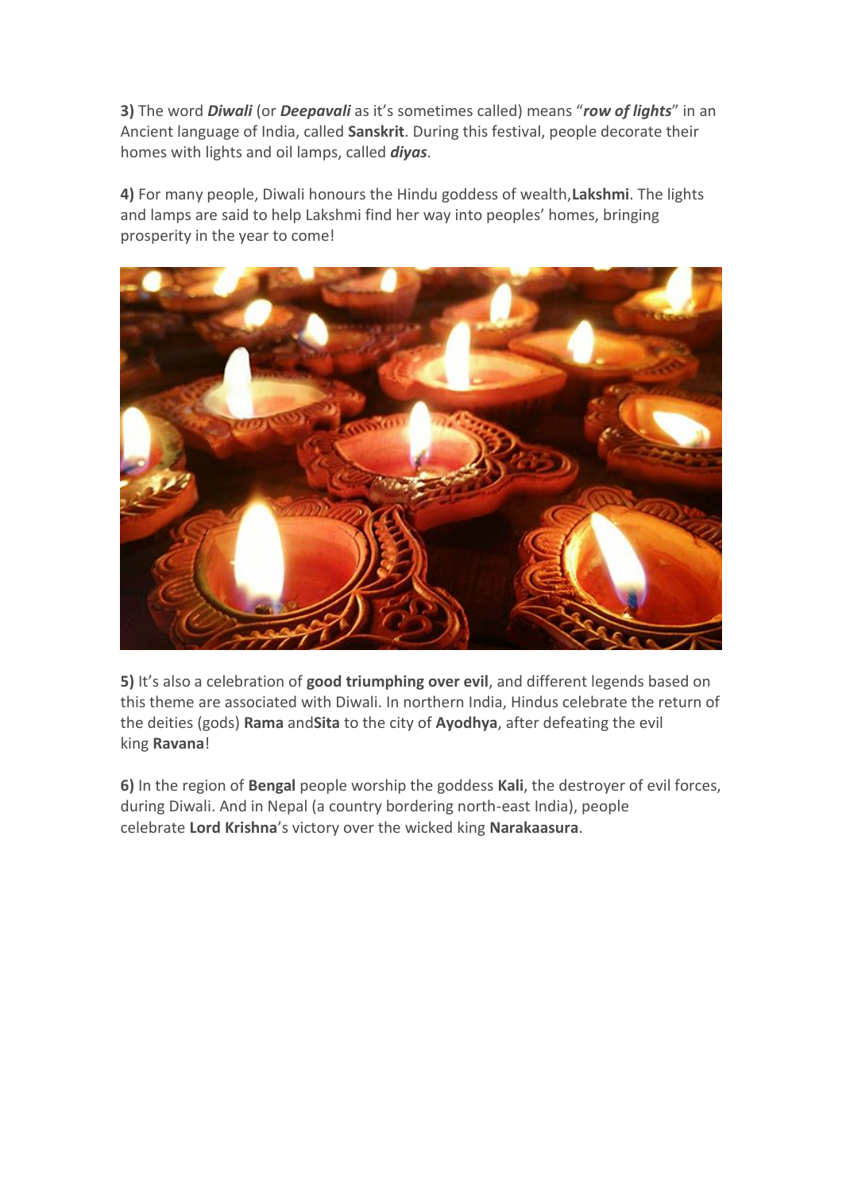**3)** The word ***Diwali*** (or ***Deepavali*** as it's sometimes called) means "***row of lights***" in an Ancient language of India, called **Sanskrit**. During this festival, people decorate their homes with lights and oil lamps, called ***diyas***.

**4)** For many people, Diwali honours the Hindu goddess of wealth,**Lakshmi**. The lights and lamps are said to help Lakshmi find her way into peoples' homes, bringing prosperity in the year to come!

**5)** It's also a celebration of **good triumphing over evil**, and different legends based on this theme are associated with Diwali. In northern India, Hindus celebrate the return of the deities (gods) **Rama** and**Sita** to the city of **Ayodhya**, after defeating the evil king **Ravana**!

**6)** In the region of **Bengal** people worship the goddess **Kali**, the destroyer of evil forces, during Diwali. And in Nepal (a country bordering north-east India), people celebrate **Lord Krishna**'s victory over the wicked king **Narakaasura**.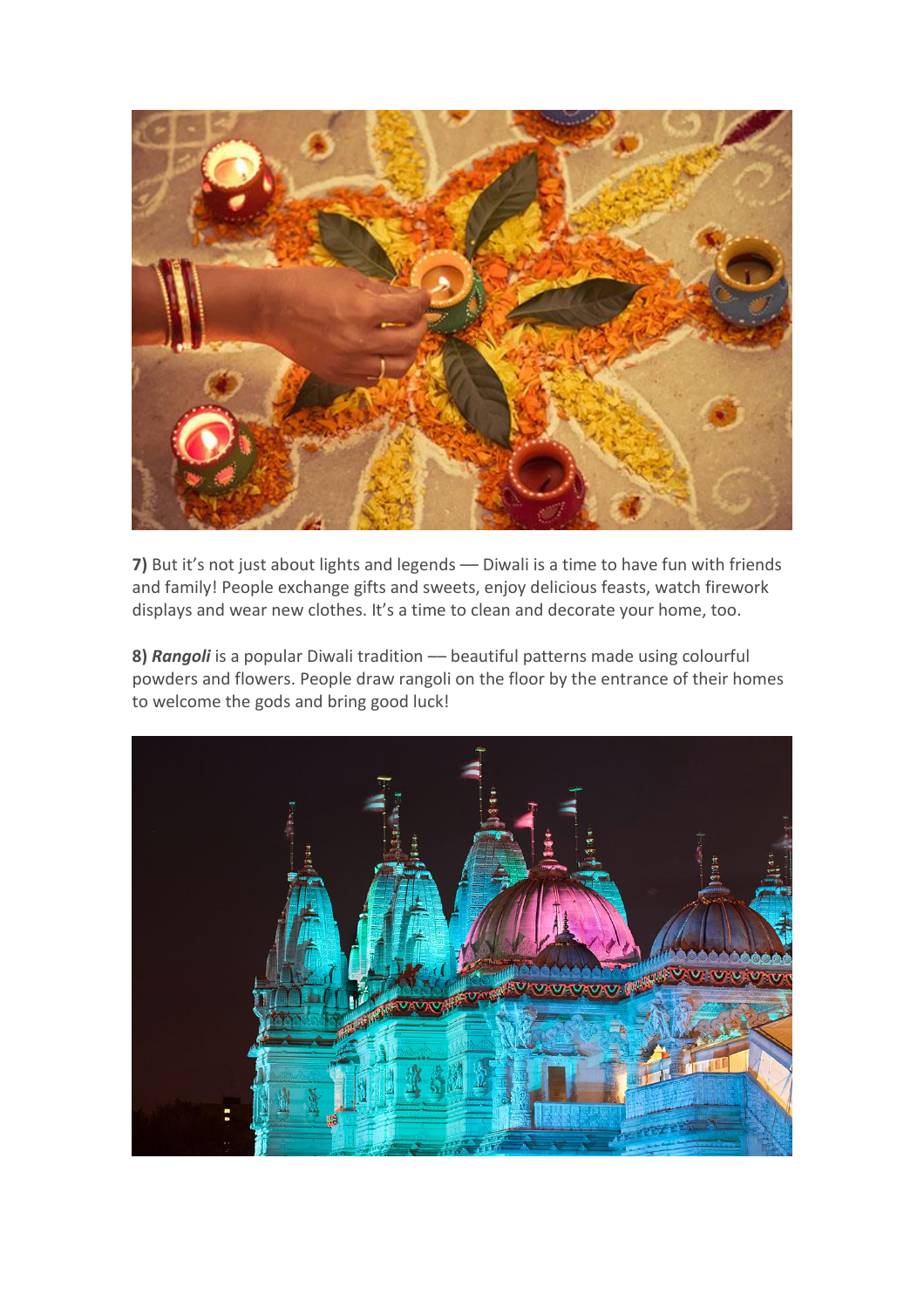**7)** But it's not just about lights and legends — Diwali is a time to have fun with friends and family! People exchange gifts and sweets, enjoy delicious feasts, watch firework displays and wear new clothes. It's a time to clean and decorate your home, too.

**8)** ***Rangoli*** is a popular Diwali tradition — beautiful patterns made using colourful powders and flowers. People draw rangoli on the floor by the entrance of their homes to welcome the gods and bring good luck!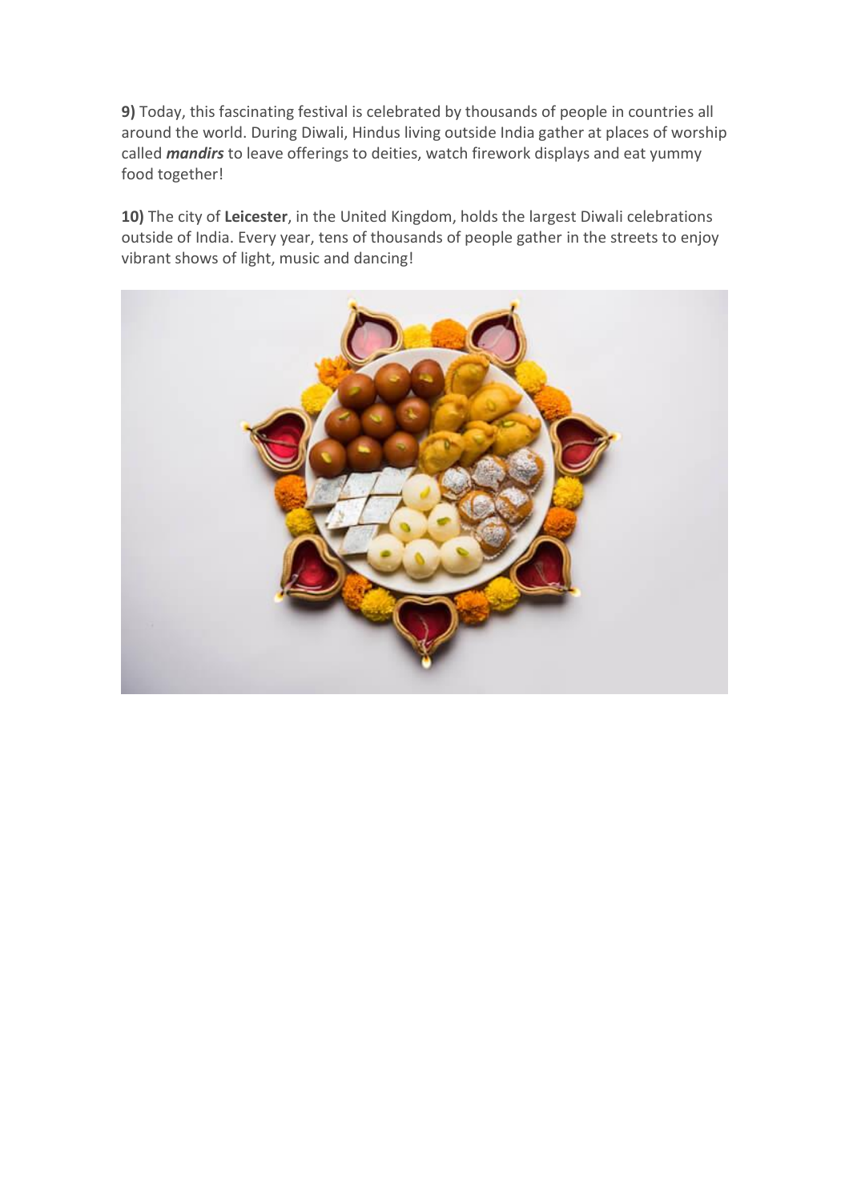**9)** Today, this fascinating festival is celebrated by thousands of people in countries all around the world. During Diwali, Hindus living outside India gather at places of worship called ***mandirs*** to leave offerings to deities, watch firework displays and eat yummy food together!

**10)** The city of **Leicester**, in the United Kingdom, holds the largest Diwali celebrations outside of India. Every year, tens of thousands of people gather in the streets to enjoy vibrant shows of light, music and dancing!